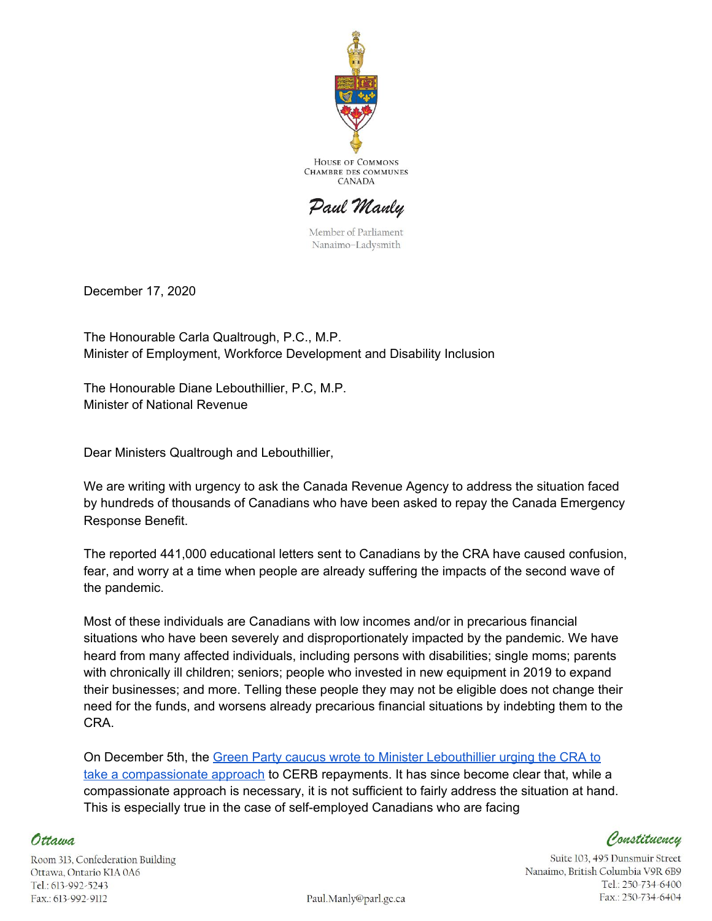HOUSE OF COMMONS
CHAMBRE DES COMMUNES
CANADA

**Paul Manly**

Member of Parliament
Nanaimo–Ladysmith

December 17, 2020

The Honourable Carla Qualtrough, P.C., M.P.
Minister of Employment, Workforce Development and Disability Inclusion

The Honourable Diane Lebouthillier, P.C, M.P.
Minister of National Revenue

Dear Ministers Qualtrough and Lebouthillier,

We are writing with urgency to ask the Canada Revenue Agency to address the situation faced by hundreds of thousands of Canadians who have been asked to repay the Canada Emergency Response Benefit.

The reported 441,000 educational letters sent to Canadians by the CRA have caused confusion, fear, and worry at a time when people are already suffering the impacts of the second wave of the pandemic.

Most of these individuals are Canadians with low incomes and/or in precarious financial situations who have been severely and disproportionately impacted by the pandemic. We have heard from many affected individuals, including persons with disabilities; single moms; parents with chronically ill children; seniors; people who invested in new equipment in 2019 to expand their businesses; and more. Telling these people they may not be eligible does not change their need for the funds, and worsens already precarious financial situations by indebting them to the CRA.

On December 5th, the Green Party caucus wrote to Minister Lebouthillier urging the CRA to take a compassionate approach to CERB repayments. It has since become clear that, while a compassionate approach is necessary, it is not sufficient to fairly address the situation at hand. This is especially true in the case of self-employed Canadians who are facing

*Ottawa*
Room 313, Confederation Building
Ottawa, Ontario K1A 0A6
Tel.: 613-992-5243
Fax.: 613-992-9112

Paul.Manly@parl.gc.ca

*Constituency*
Suite 103, 495 Dunsmuir Street
Nanaimo, British Columbia V9R 6B9
Tel.: 250-734-6400
Fax.: 250-734-6404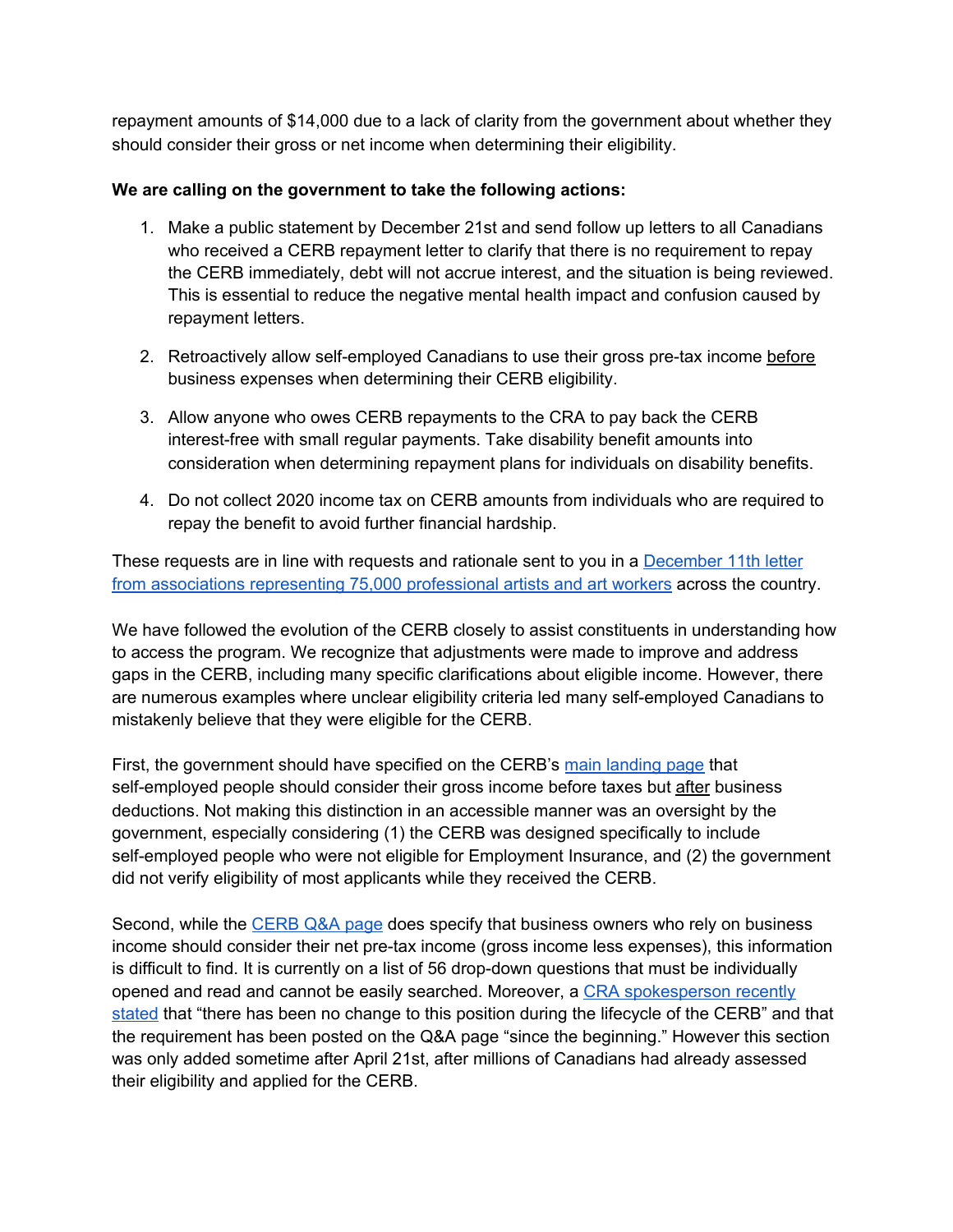repayment amounts of $14,000 due to a lack of clarity from the government about whether they should consider their gross or net income when determining their eligibility.

**We are calling on the government to take the following actions:**

1. Make a public statement by December 21st and send follow up letters to all Canadians who received a CERB repayment letter to clarify that there is no requirement to repay the CERB immediately, debt will not accrue interest, and the situation is being reviewed. This is essential to reduce the negative mental health impact and confusion caused by repayment letters.

2. Retroactively allow self-employed Canadians to use their gross pre-tax income before business expenses when determining their CERB eligibility.

3. Allow anyone who owes CERB repayments to the CRA to pay back the CERB interest-free with small regular payments. Take disability benefit amounts into consideration when determining repayment plans for individuals on disability benefits.

4. Do not collect 2020 income tax on CERB amounts from individuals who are required to repay the benefit to avoid further financial hardship.

These requests are in line with requests and rationale sent to you in a December 11th letter from associations representing 75,000 professional artists and art workers across the country.

We have followed the evolution of the CERB closely to assist constituents in understanding how to access the program. We recognize that adjustments were made to improve and address gaps in the CERB, including many specific clarifications about eligible income. However, there are numerous examples where unclear eligibility criteria led many self-employed Canadians to mistakenly believe that they were eligible for the CERB.

First, the government should have specified on the CERB's main landing page that self-employed people should consider their gross income before taxes but after business deductions. Not making this distinction in an accessible manner was an oversight by the government, especially considering (1) the CERB was designed specifically to include self-employed people who were not eligible for Employment Insurance, and (2) the government did not verify eligibility of most applicants while they received the CERB.

Second, while the CERB Q&A page does specify that business owners who rely on business income should consider their net pre-tax income (gross income less expenses), this information is difficult to find. It is currently on a list of 56 drop-down questions that must be individually opened and read and cannot be easily searched. Moreover, a CRA spokesperson recently stated that "there has been no change to this position during the lifecycle of the CERB" and that the requirement has been posted on the Q&A page "since the beginning." However this section was only added sometime after April 21st, after millions of Canadians had already assessed their eligibility and applied for the CERB.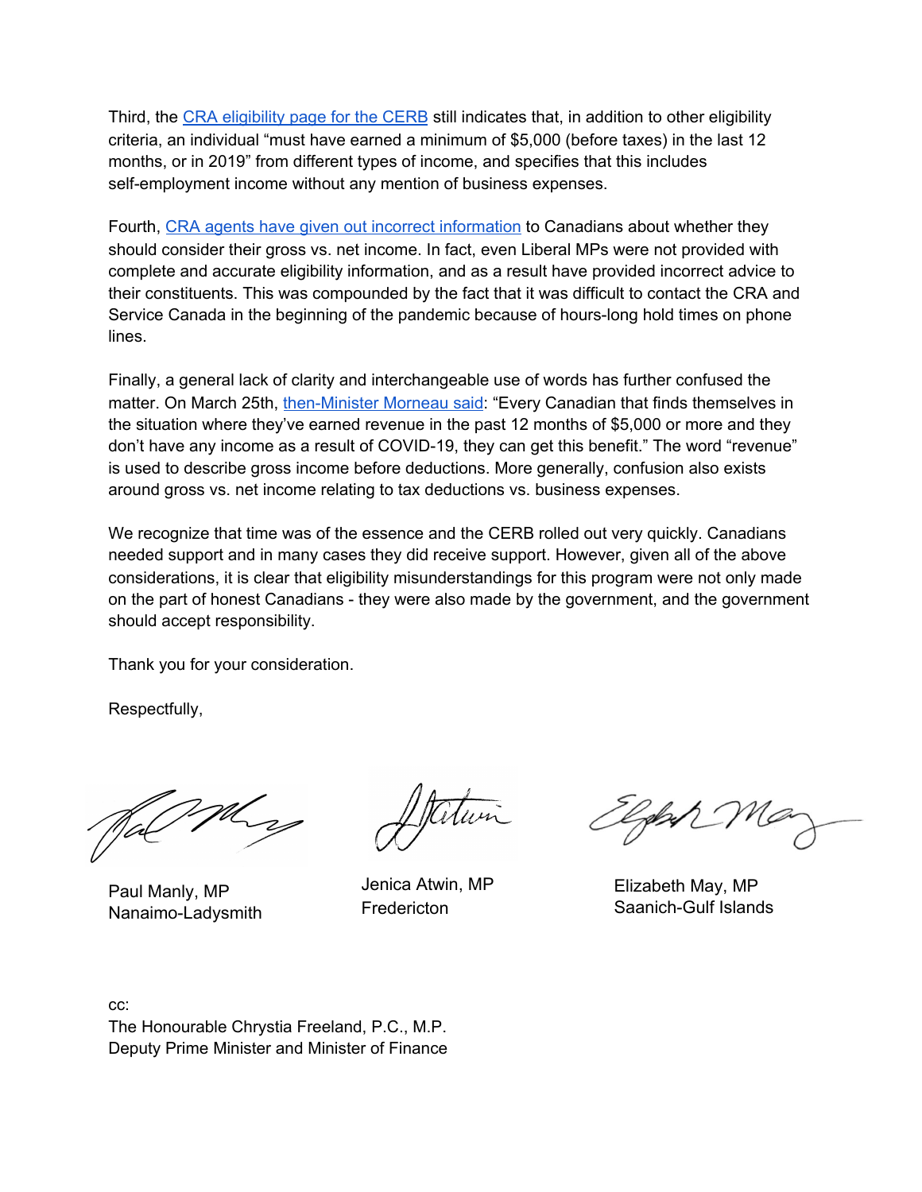Third, the [CRA eligibility page for the CERB] still indicates that, in addition to other eligibility criteria, an individual "must have earned a minimum of $5,000 (before taxes) in the last 12 months, or in 2019" from different types of income, and specifies that this includes self-employment income without any mention of business expenses.

Fourth, [CRA agents have given out incorrect information] to Canadians about whether they should consider their gross vs. net income. In fact, even Liberal MPs were not provided with complete and accurate eligibility information, and as a result have provided incorrect advice to their constituents. This was compounded by the fact that it was difficult to contact the CRA and Service Canada in the beginning of the pandemic because of hours-long hold times on phone lines.

Finally, a general lack of clarity and interchangeable use of words has further confused the matter. On March 25th, [then-Minister Morneau said]: "Every Canadian that finds themselves in the situation where they've earned revenue in the past 12 months of $5,000 or more and they don't have any income as a result of COVID-19, they can get this benefit." The word "revenue" is used to describe gross income before deductions. More generally, confusion also exists around gross vs. net income relating to tax deductions vs. business expenses.

We recognize that time was of the essence and the CERB rolled out very quickly. Canadians needed support and in many cases they did receive support. However, given all of the above considerations, it is clear that eligibility misunderstandings for this program were not only made on the part of honest Canadians - they were also made by the government, and the government should accept responsibility.

Thank you for your consideration.

Respectfully,

Paul Manly, MP
Nanaimo-Ladysmith

Jenica Atwin, MP
Fredericton

Elizabeth May, MP
Saanich-Gulf Islands

cc:
The Honourable Chrystia Freeland, P.C., M.P.
Deputy Prime Minister and Minister of Finance